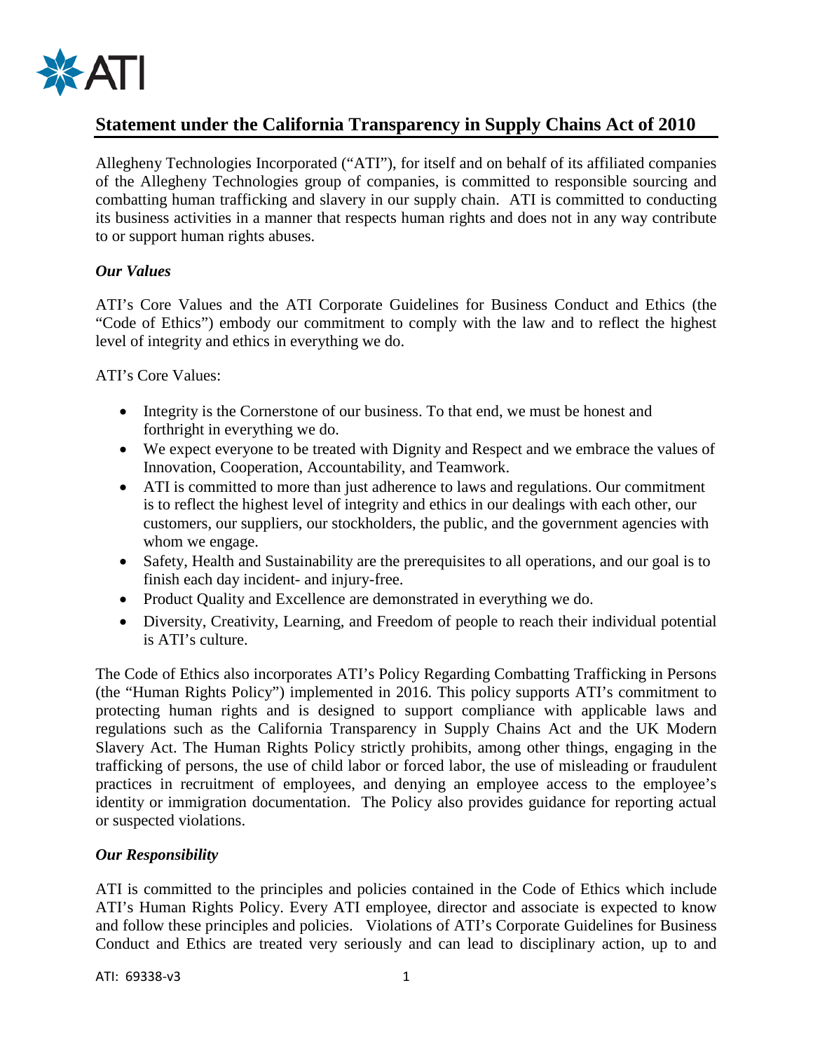## Statement under the California Transparency in Supply Chains Act of 2010

Allegheny Technologies Incorporated ("ATI"), for itself and on behalf of its affiliated companies of the Allegheny Technologies group of companies, is committed to responsible sourcing and combatting human trafficking and slavery in our supply chain. ATI is committed to conducting its business activities in a manner that respects human rights and does not in any way contribute to or support human rights abuses.

### *Our Values*

ATI's Core Values and the ATI Corporate Guidelines for Business Conduct and Ethics (the "Code of Ethics") embody our commitment to comply with the law and to reflect the highest level of integrity and ethics in everything we do.

ATI's Core Values:

- Integrity is the Cornerstone of our business. To that end, we must be honest and forthright in everything we do.
- We expect everyone to be treated with Dignity and Respect and we embrace the values of Innovation, Cooperation, Accountability, and Teamwork.
- ATI is committed to more than just adherence to laws and regulations. Our commitment is to reflect the highest level of integrity and ethics in our dealings with each other, our customers, our suppliers, our stockholders, the public, and the government agencies with whom we engage.
- Safety, Health and Sustainability are the prerequisites to all operations, and our goal is to finish each day incident- and injury-free.
- Product Quality and Excellence are demonstrated in everything we do.
- Diversity, Creativity, Learning, and Freedom of people to reach their individual potential is ATI's culture.

The Code of Ethics also incorporates ATI's Policy Regarding Combatting Trafficking in Persons (the "Human Rights Policy") implemented in 2016. This policy supports ATI's commitment to protecting human rights and is designed to support compliance with applicable laws and regulations such as the California Transparency in Supply Chains Act and the UK Modern Slavery Act. The Human Rights Policy strictly prohibits, among other things, engaging in the trafficking of persons, the use of child labor or forced labor, the use of misleading or fraudulent practices in recruitment of employees, and denying an employee access to the employee's identity or immigration documentation. The Policy also provides guidance for reporting actual or suspected violations.

### *Our Responsibility*

ATI is committed to the principles and policies contained in the Code of Ethics which include ATI's Human Rights Policy. Every ATI employee, director and associate is expected to know and follow these principles and policies. Violations of ATI's Corporate Guidelines for Business Conduct and Ethics are treated very seriously and can lead to disciplinary action, up to and

ATI: 69338-v3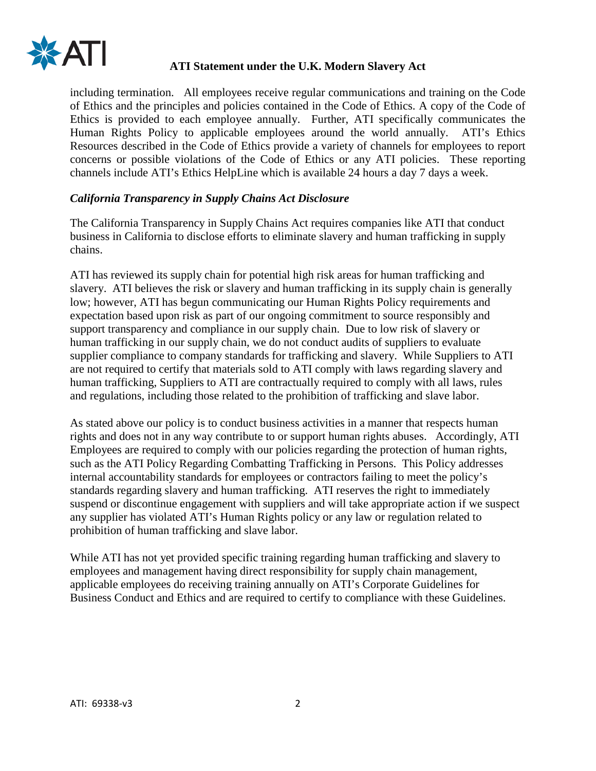including termination. All employees receive regular communications and training on the Code of Ethics and the principles and policies contained in the Code of Ethics. A copy of the Code of Ethics is provided to each employee annually. Further, ATI specifically communicates the Human Rights Policy to applicable employees around the world annually. ATI's Ethics Resources described in the Code of Ethics provide a variety of channels for employees to report concerns or possible violations of the Code of Ethics or any ATI policies. These reporting channels include ATI's Ethics HelpLine which is available 24 hours a day 7 days a week.

***California Transparency in Supply Chains Act Disclosure***

The California Transparency in Supply Chains Act requires companies like ATI that conduct business in California to disclose efforts to eliminate slavery and human trafficking in supply chains.

ATI has reviewed its supply chain for potential high risk areas for human trafficking and slavery. ATI believes the risk or slavery and human trafficking in its supply chain is generally low; however, ATI has begun communicating our Human Rights Policy requirements and expectation based upon risk as part of our ongoing commitment to source responsibly and support transparency and compliance in our supply chain. Due to low risk of slavery or human trafficking in our supply chain, we do not conduct audits of suppliers to evaluate supplier compliance to company standards for trafficking and slavery. While Suppliers to ATI are not required to certify that materials sold to ATI comply with laws regarding slavery and human trafficking, Suppliers to ATI are contractually required to comply with all laws, rules and regulations, including those related to the prohibition of trafficking and slave labor.

As stated above our policy is to conduct business activities in a manner that respects human rights and does not in any way contribute to or support human rights abuses. Accordingly, ATI Employees are required to comply with our policies regarding the protection of human rights, such as the ATI Policy Regarding Combatting Trafficking in Persons. This Policy addresses internal accountability standards for employees or contractors failing to meet the policy's standards regarding slavery and human trafficking. ATI reserves the right to immediately suspend or discontinue engagement with suppliers and will take appropriate action if we suspect any supplier has violated ATI's Human Rights policy or any law or regulation related to prohibition of human trafficking and slave labor.

While ATI has not yet provided specific training regarding human trafficking and slavery to employees and management having direct responsibility for supply chain management, applicable employees do receiving training annually on ATI's Corporate Guidelines for Business Conduct and Ethics and are required to certify to compliance with these Guidelines.